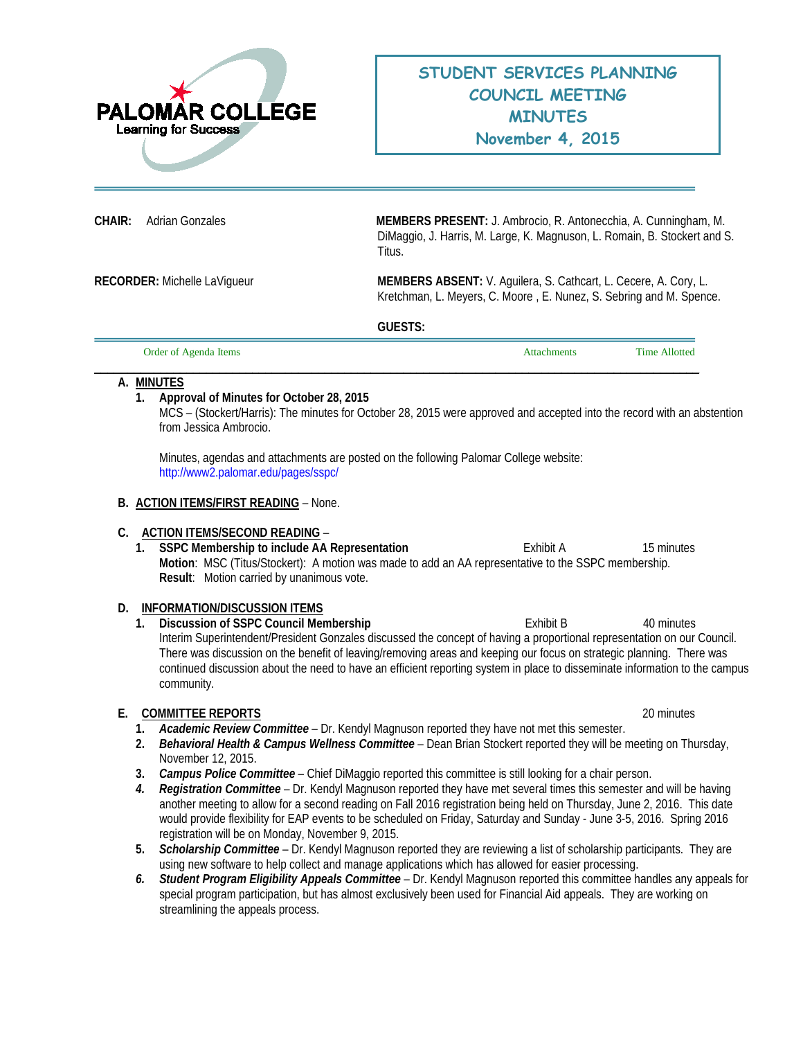PALOMAR COLLEGE
Learning for Success

# STUDENT SERVICES PLANNING COUNCIL MEETING MINUTES
## November 4, 2015

**CHAIR:** Adrian Gonzales

**MEMBERS PRESENT:** J. Ambrocio, R. Antonecchia, A. Cunningham, M. DiMaggio, J. Harris, M. Large, K. Magnuson, L. Romain, B. Stockert and S. Titus.

**RECORDER:** Michelle LaVigueur

**MEMBERS ABSENT:** V. Aguilera, S. Cathcart, L. Cecere, A. Cory, L. Kretchman, L. Meyers, C. Moore , E. Nunez, S. Sebring and M. Spence.

**GUESTS:**

| Order of Agenda Items | Attachments | Time Allotted |
|---|---|---|

**A. MINUTES**

1. **Approval of Minutes for October 28, 2015**
   MCS – (Stockert/Harris): The minutes for October 28, 2015 were approved and accepted into the record with an abstention from Jessica Ambrocio.

   Minutes, agendas and attachments are posted on the following Palomar College website: http://www2.palomar.edu/pages/sspc/

**B. ACTION ITEMS/FIRST READING** – None.

**C. ACTION ITEMS/SECOND READING** –

1. **SSPC Membership to include AA Representation** — Exhibit A — 15 minutes
   **Motion**: MSC (Titus/Stockert): A motion was made to add an AA representative to the SSPC membership.
   **Result**: Motion carried by unanimous vote.

**D. INFORMATION/DISCUSSION ITEMS**

1. **Discussion of SSPC Council Membership** — Exhibit B — 40 minutes
   Interim Superintendent/President Gonzales discussed the concept of having a proportional representation on our Council. There was discussion on the benefit of leaving/removing areas and keeping our focus on strategic planning. There was continued discussion about the need to have an efficient reporting system in place to disseminate information to the campus community.

**E. COMMITTEE REPORTS** — 20 minutes

1. ***Academic Review Committee*** – Dr. Kendyl Magnuson reported they have not met this semester.
2. ***Behavioral Health & Campus Wellness Committee*** – Dean Brian Stockert reported they will be meeting on Thursday, November 12, 2015.
3. ***Campus Police Committee*** – Chief DiMaggio reported this committee is still looking for a chair person.
4. ***Registration Committee*** – Dr. Kendyl Magnuson reported they have met several times this semester and will be having another meeting to allow for a second reading on Fall 2016 registration being held on Thursday, June 2, 2016. This date would provide flexibility for EAP events to be scheduled on Friday, Saturday and Sunday - June 3-5, 2016. Spring 2016 registration will be on Monday, November 9, 2015.
5. ***Scholarship Committee*** – Dr. Kendyl Magnuson reported they are reviewing a list of scholarship participants. They are using new software to help collect and manage applications which has allowed for easier processing.
6. ***Student Program Eligibility Appeals Committee*** – Dr. Kendyl Magnuson reported this committee handles any appeals for special program participation, but has almost exclusively been used for Financial Aid appeals. They are working on streamlining the appeals process.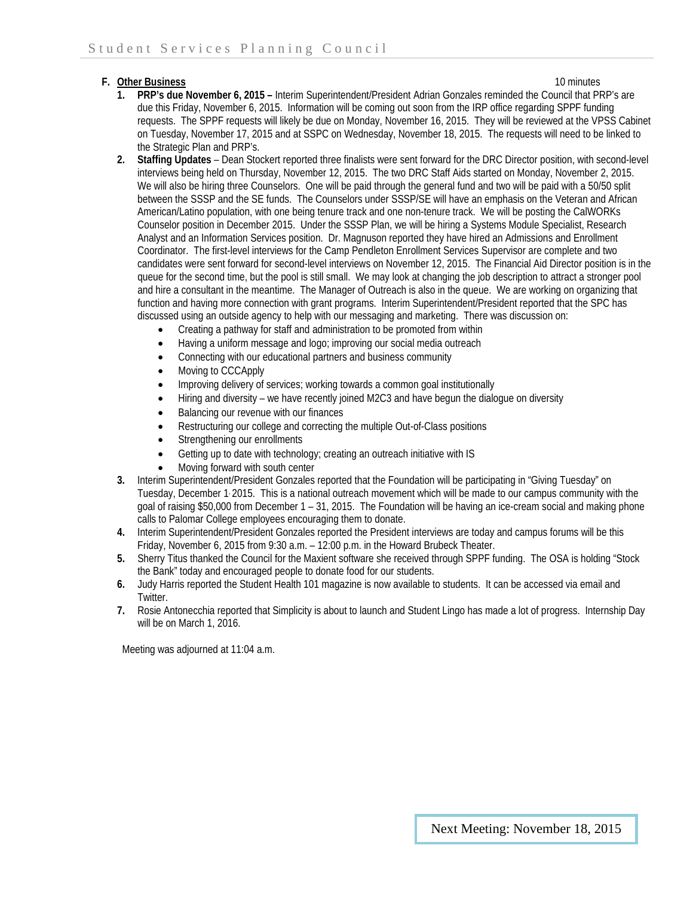**F. Other Business** 10 minutes

1. **PRP's due November 6, 2015 –** Interim Superintendent/President Adrian Gonzales reminded the Council that PRP's are due this Friday, November 6, 2015. Information will be coming out soon from the IRP office regarding SPPF funding requests. The SPPF requests will likely be due on Monday, November 16, 2015. They will be reviewed at the VPSS Cabinet on Tuesday, November 17, 2015 and at SSPC on Wednesday, November 18, 2015. The requests will need to be linked to the Strategic Plan and PRP's.
2. **Staffing Updates** – Dean Stockert reported three finalists were sent forward for the DRC Director position, with second-level interviews being held on Thursday, November 12, 2015. The two DRC Staff Aids started on Monday, November 2, 2015. We will also be hiring three Counselors. One will be paid through the general fund and two will be paid with a 50/50 split between the SSSP and the SE funds. The Counselors under SSSP/SE will have an emphasis on the Veteran and African American/Latino population, with one being tenure track and one non-tenure track. We will be posting the CalWORKs Counselor position in December 2015. Under the SSSP Plan, we will be hiring a Systems Module Specialist, Research Analyst and an Information Services position. Dr. Magnuson reported they have hired an Admissions and Enrollment Coordinator. The first-level interviews for the Camp Pendleton Enrollment Services Supervisor are complete and two candidates were sent forward for second-level interviews on November 12, 2015. The Financial Aid Director position is in the queue for the second time, but the pool is still small. We may look at changing the job description to attract a stronger pool and hire a consultant in the meantime. The Manager of Outreach is also in the queue. We are working on organizing that function and having more connection with grant programs. Interim Superintendent/President reported that the SPC has discussed using an outside agency to help with our messaging and marketing. There was discussion on:
   - Creating a pathway for staff and administration to be promoted from within
   - Having a uniform message and logo; improving our social media outreach
   - Connecting with our educational partners and business community
   - Moving to CCCApply
   - Improving delivery of services; working towards a common goal institutionally
   - Hiring and diversity – we have recently joined M2C3 and have begun the dialogue on diversity
   - Balancing our revenue with our finances
   - Restructuring our college and correcting the multiple Out-of-Class positions
   - Strengthening our enrollments
   - Getting up to date with technology; creating an outreach initiative with IS
   - Moving forward with south center
3. Interim Superintendent/President Gonzales reported that the Foundation will be participating in "Giving Tuesday" on Tuesday, December 1, 2015. This is a national outreach movement which will be made to our campus community with the goal of raising $50,000 from December 1 – 31, 2015. The Foundation will be having an ice-cream social and making phone calls to Palomar College employees encouraging them to donate.
4. Interim Superintendent/President Gonzales reported the President interviews are today and campus forums will be this Friday, November 6, 2015 from 9:30 a.m. – 12:00 p.m. in the Howard Brubeck Theater.
5. Sherry Titus thanked the Council for the Maxient software she received through SPPF funding. The OSA is holding "Stock the Bank" today and encouraged people to donate food for our students.
6. Judy Harris reported the Student Health 101 magazine is now available to students. It can be accessed via email and Twitter.
7. Rosie Antonecchia reported that Simplicity is about to launch and Student Lingo has made a lot of progress. Internship Day will be on March 1, 2016.

Meeting was adjourned at 11:04 a.m.

Next Meeting: November 18, 2015